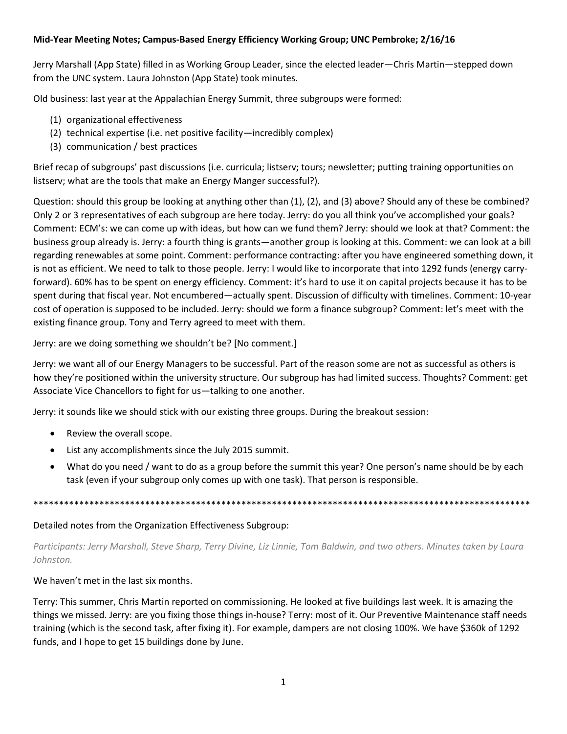**Mid-Year Meeting Notes; Campus-Based Energy Efficiency Working Group; UNC Pembroke; 2/16/16**

Jerry Marshall (App State) filled in as Working Group Leader, since the elected leader—Chris Martin—stepped down from the UNC system. Laura Johnston (App State) took minutes.

Old business: last year at the Appalachian Energy Summit, three subgroups were formed:

(1) organizational effectiveness
(2) technical expertise (i.e. net positive facility—incredibly complex)
(3) communication / best practices

Brief recap of subgroups' past discussions (i.e. curricula; listserv; tours; newsletter; putting training opportunities on listserv; what are the tools that make an Energy Manger successful?).

Question: should this group be looking at anything other than (1), (2), and (3) above? Should any of these be combined? Only 2 or 3 representatives of each subgroup are here today. Jerry: do you all think you've accomplished your goals? Comment: ECM's: we can come up with ideas, but how can we fund them? Jerry: should we look at that? Comment: the business group already is. Jerry: a fourth thing is grants—another group is looking at this. Comment: we can look at a bill regarding renewables at some point. Comment: performance contracting: after you have engineered something down, it is not as efficient. We need to talk to those people. Jerry: I would like to incorporate that into 1292 funds (energy carry-forward). 60% has to be spent on energy efficiency. Comment: it's hard to use it on capital projects because it has to be spent during that fiscal year. Not encumbered—actually spent. Discussion of difficulty with timelines. Comment: 10-year cost of operation is supposed to be included. Jerry: should we form a finance subgroup? Comment: let's meet with the existing finance group. Tony and Terry agreed to meet with them.

Jerry: are we doing something we shouldn't be? [No comment.]

Jerry: we want all of our Energy Managers to be successful. Part of the reason some are not as successful as others is how they're positioned within the university structure. Our subgroup has had limited success. Thoughts? Comment: get Associate Vice Chancellors to fight for us—talking to one another.

Jerry: it sounds like we should stick with our existing three groups. During the breakout session:

- Review the overall scope.
- List any accomplishments since the July 2015 summit.
- What do you need / want to do as a group before the summit this year? One person's name should be by each task (even if your subgroup only comes up with one task). That person is responsible.

\*\*\*\*\*\*\*\*\*\*\*\*\*\*\*\*\*\*\*\*\*\*\*\*\*\*\*\*\*\*\*\*\*\*\*\*\*\*\*\*\*\*\*\*\*\*\*\*\*\*\*\*\*\*\*\*\*\*\*\*\*\*\*\*\*\*\*\*\*\*\*\*\*\*\*\*\*\*\*\*\*\*\*\*\*\*\*\*\*\*\*\*\*\*\*\*\*\*\*\*

Detailed notes from the Organization Effectiveness Subgroup:

*Participants: Jerry Marshall, Steve Sharp, Terry Divine, Liz Linnie, Tom Baldwin, and two others. Minutes taken by Laura Johnston.*

We haven't met in the last six months.

Terry: This summer, Chris Martin reported on commissioning. He looked at five buildings last week. It is amazing the things we missed. Jerry: are you fixing those things in-house? Terry: most of it. Our Preventive Maintenance staff needs training (which is the second task, after fixing it). For example, dampers are not closing 100%. We have $360k of 1292 funds, and I hope to get 15 buildings done by June.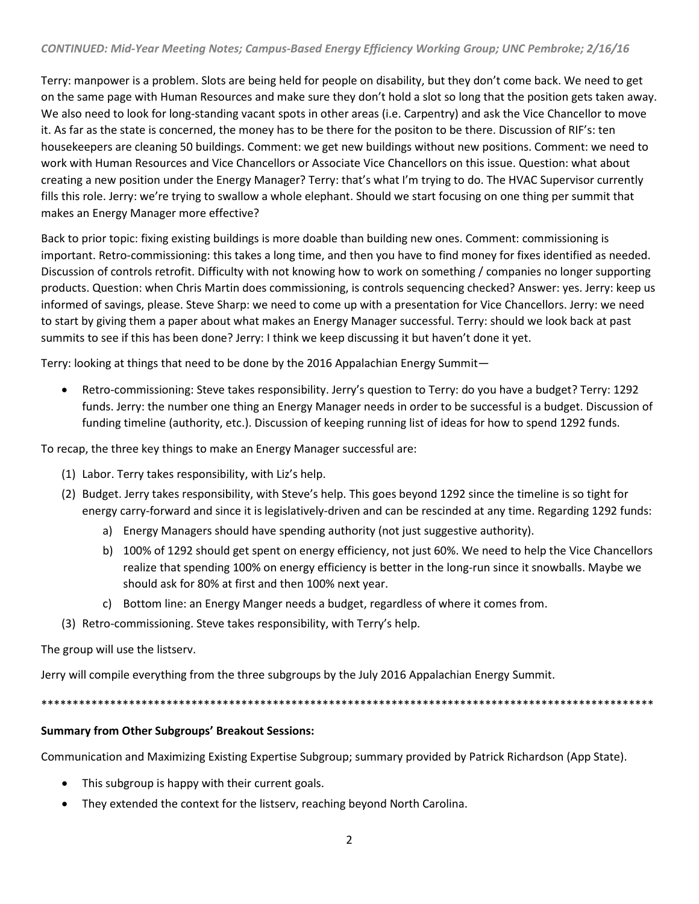Terry: manpower is a problem. Slots are being held for people on disability, but they don't come back. We need to get on the same page with Human Resources and make sure they don't hold a slot so long that the position gets taken away. We also need to look for long-standing vacant spots in other areas (i.e. Carpentry) and ask the Vice Chancellor to move it. As far as the state is concerned, the money has to be there for the positon to be there. Discussion of RIF's: ten housekeepers are cleaning 50 buildings. Comment: we get new buildings without new positions. Comment: we need to work with Human Resources and Vice Chancellors or Associate Vice Chancellors on this issue. Question: what about creating a new position under the Energy Manager? Terry: that's what I'm trying to do. The HVAC Supervisor currently fills this role. Jerry: we're trying to swallow a whole elephant. Should we start focusing on one thing per summit that makes an Energy Manager more effective?

Back to prior topic: fixing existing buildings is more doable than building new ones. Comment: commissioning is important. Retro-commissioning: this takes a long time, and then you have to find money for fixes identified as needed. Discussion of controls retrofit. Difficulty with not knowing how to work on something / companies no longer supporting products. Question: when Chris Martin does commissioning, is controls sequencing checked? Answer: yes. Jerry: keep us informed of savings, please. Steve Sharp: we need to come up with a presentation for Vice Chancellors. Jerry: we need to start by giving them a paper about what makes an Energy Manager successful. Terry: should we look back at past summits to see if this has been done? Jerry: I think we keep discussing it but haven't done it yet.

Terry: looking at things that need to be done by the 2016 Appalachian Energy Summit—

- Retro-commissioning: Steve takes responsibility. Jerry's question to Terry: do you have a budget? Terry: 1292 funds. Jerry: the number one thing an Energy Manager needs in order to be successful is a budget. Discussion of funding timeline (authority, etc.). Discussion of keeping running list of ideas for how to spend 1292 funds.

To recap, the three key things to make an Energy Manager successful are:

(1) Labor. Terry takes responsibility, with Liz's help.

(2) Budget. Jerry takes responsibility, with Steve's help. This goes beyond 1292 since the timeline is so tight for energy carry-forward and since it is legislatively-driven and can be rescinded at any time. Regarding 1292 funds:

   a) Energy Managers should have spending authority (not just suggestive authority).

   b) 100% of 1292 should get spent on energy efficiency, not just 60%. We need to help the Vice Chancellors realize that spending 100% on energy efficiency is better in the long-run since it snowballs. Maybe we should ask for 80% at first and then 100% next year.

   c) Bottom line: an Energy Manger needs a budget, regardless of where it comes from.

(3) Retro-commissioning. Steve takes responsibility, with Terry's help.

The group will use the listserv.

Jerry will compile everything from the three subgroups by the July 2016 Appalachian Energy Summit.

****************************************************************************************************

**Summary from Other Subgroups' Breakout Sessions:**

Communication and Maximizing Existing Expertise Subgroup; summary provided by Patrick Richardson (App State).

- This subgroup is happy with their current goals.
- They extended the context for the listserv, reaching beyond North Carolina.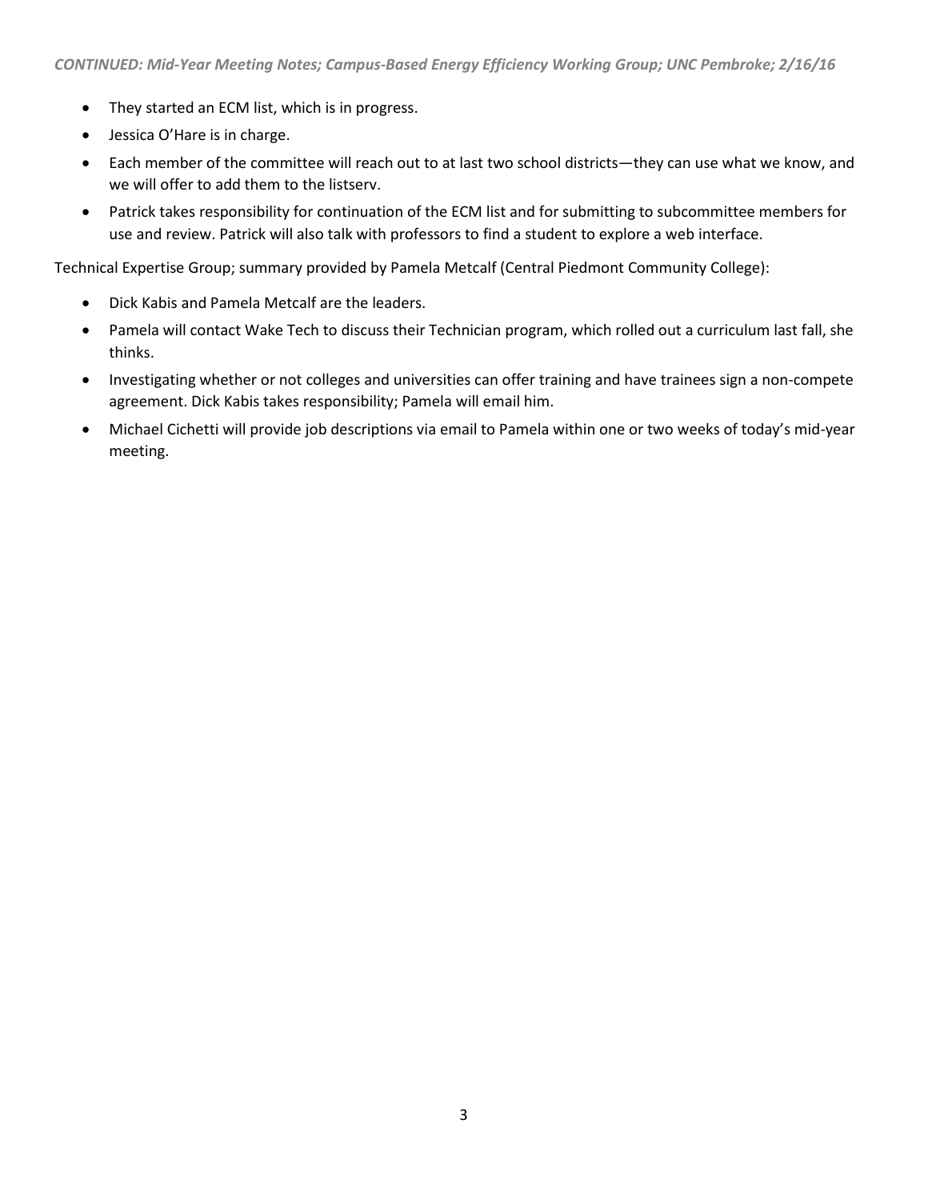- They started an ECM list, which is in progress.
- Jessica O'Hare is in charge.
- Each member of the committee will reach out to at last two school districts—they can use what we know, and we will offer to add them to the listserv.
- Patrick takes responsibility for continuation of the ECM list and for submitting to subcommittee members for use and review. Patrick will also talk with professors to find a student to explore a web interface.

Technical Expertise Group; summary provided by Pamela Metcalf (Central Piedmont Community College):

- Dick Kabis and Pamela Metcalf are the leaders.
- Pamela will contact Wake Tech to discuss their Technician program, which rolled out a curriculum last fall, she thinks.
- Investigating whether or not colleges and universities can offer training and have trainees sign a non-compete agreement. Dick Kabis takes responsibility; Pamela will email him.
- Michael Cichetti will provide job descriptions via email to Pamela within one or two weeks of today's mid-year meeting.